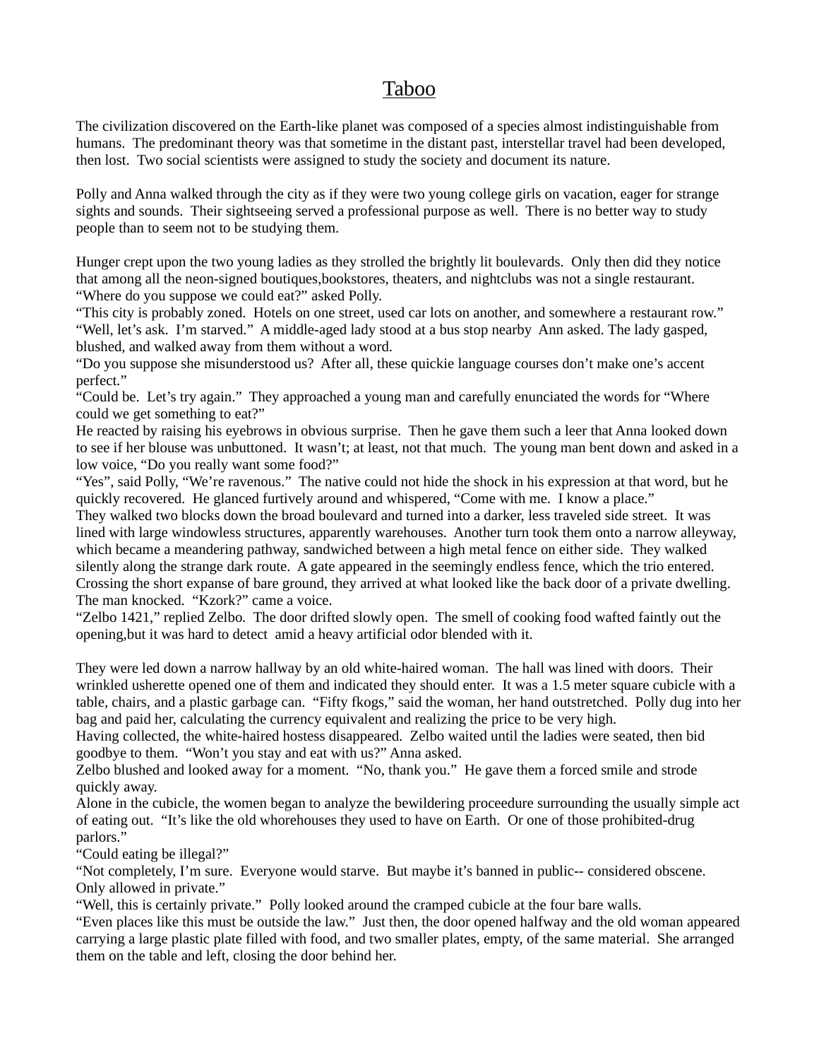# Taboo

The civilization discovered on the Earth-like planet was composed of a species almost indistinguishable from humans. The predominant theory was that sometime in the distant past, interstellar travel had been developed, then lost. Two social scientists were assigned to study the society and document its nature.

Polly and Anna walked through the city as if they were two young college girls on vacation, eager for strange sights and sounds. Their sightseeing served a professional purpose as well. There is no better way to study people than to seem not to be studying them.

Hunger crept upon the two young ladies as they strolled the brightly lit boulevards. Only then did they notice that among all the neon-signed boutiques,bookstores, theaters, and nightclubs was not a single restaurant.
"Where do you suppose we could eat?" asked Polly.
"This city is probably zoned. Hotels on one street, used car lots on another, and somewhere a restaurant row."
"Well, let's ask. I'm starved." A middle-aged lady stood at a bus stop nearby Ann asked. The lady gasped, blushed, and walked away from them without a word.
"Do you suppose she misunderstood us? After all, these quickie language courses don't make one's accent perfect."
"Could be. Let's try again." They approached a young man and carefully enunciated the words for "Where could we get something to eat?"
He reacted by raising his eyebrows in obvious surprise. Then he gave them such a leer that Anna looked down to see if her blouse was unbuttoned. It wasn't; at least, not that much. The young man bent down and asked in a low voice, "Do you really want some food?"
"Yes", said Polly, "We're ravenous." The native could not hide the shock in his expression at that word, but he quickly recovered. He glanced furtively around and whispered, "Come with me. I know a place."
They walked two blocks down the broad boulevard and turned into a darker, less traveled side street. It was lined with large windowless structures, apparently warehouses. Another turn took them onto a narrow alleyway, which became a meandering pathway, sandwiched between a high metal fence on either side. They walked silently along the strange dark route. A gate appeared in the seemingly endless fence, which the trio entered. Crossing the short expanse of bare ground, they arrived at what looked like the back door of a private dwelling. The man knocked. "Kzork?" came a voice.
"Zelbo 1421," replied Zelbo. The door drifted slowly open. The smell of cooking food wafted faintly out the opening,but it was hard to detect amid a heavy artificial odor blended with it.

They were led down a narrow hallway by an old white-haired woman. The hall was lined with doors. Their wrinkled usherette opened one of them and indicated they should enter. It was a 1.5 meter square cubicle with a table, chairs, and a plastic garbage can. "Fifty fkogs," said the woman, her hand outstretched. Polly dug into her bag and paid her, calculating the currency equivalent and realizing the price to be very high.
Having collected, the white-haired hostess disappeared. Zelbo waited until the ladies were seated, then bid goodbye to them. "Won't you stay and eat with us?" Anna asked.
Zelbo blushed and looked away for a moment. "No, thank you." He gave them a forced smile and strode quickly away.
Alone in the cubicle, the women began to analyze the bewildering proceedure surrounding the usually simple act of eating out. "It's like the old whorehouses they used to have on Earth. Or one of those prohibited-drug parlors."
"Could eating be illegal?"
"Not completely, I'm sure. Everyone would starve. But maybe it's banned in public-- considered obscene. Only allowed in private."
"Well, this is certainly private." Polly looked around the cramped cubicle at the four bare walls.
"Even places like this must be outside the law." Just then, the door opened halfway and the old woman appeared carrying a large plastic plate filled with food, and two smaller plates, empty, of the same material. She arranged them on the table and left, closing the door behind her.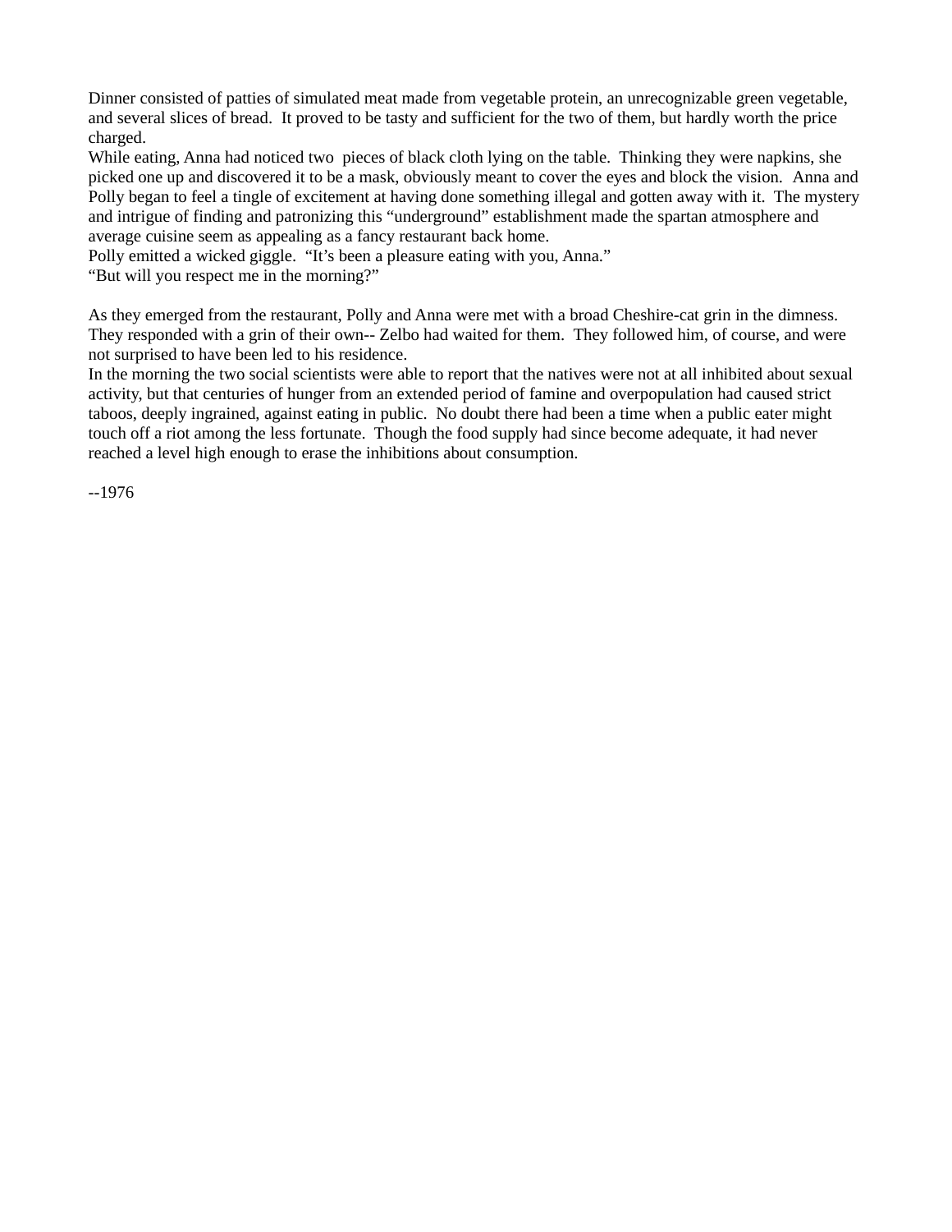Dinner consisted of patties of simulated meat made from vegetable protein, an unrecognizable green vegetable, and several slices of bread. It proved to be tasty and sufficient for the two of them, but hardly worth the price charged.

While eating, Anna had noticed two pieces of black cloth lying on the table. Thinking they were napkins, she picked one up and discovered it to be a mask, obviously meant to cover the eyes and block the vision. Anna and Polly began to feel a tingle of excitement at having done something illegal and gotten away with it. The mystery and intrigue of finding and patronizing this "underground" establishment made the spartan atmosphere and average cuisine seem as appealing as a fancy restaurant back home.

Polly emitted a wicked giggle. "It's been a pleasure eating with you, Anna."

"But will you respect me in the morning?"

As they emerged from the restaurant, Polly and Anna were met with a broad Cheshire-cat grin in the dimness. They responded with a grin of their own-- Zelbo had waited for them. They followed him, of course, and were not surprised to have been led to his residence.

In the morning the two social scientists were able to report that the natives were not at all inhibited about sexual activity, but that centuries of hunger from an extended period of famine and overpopulation had caused strict taboos, deeply ingrained, against eating in public. No doubt there had been a time when a public eater might touch off a riot among the less fortunate. Though the food supply had since become adequate, it had never reached a level high enough to erase the inhibitions about consumption.

--1976